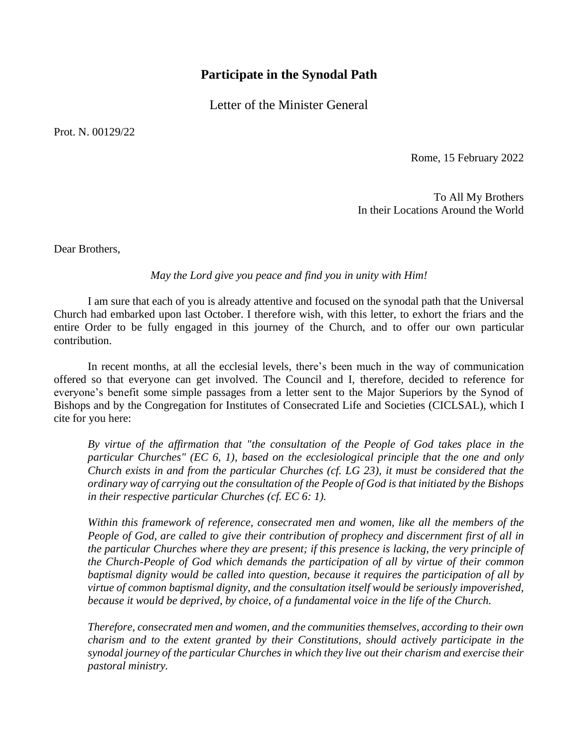# Participate in the Synodal Path

Letter of the Minister General

Prot. N. 00129/22

Rome, 15 February 2022

To All My Brothers
In their Locations Around the World

Dear Brothers,

*May the Lord give you peace and find you in unity with Him!*

I am sure that each of you is already attentive and focused on the synodal path that the Universal Church had embarked upon last October. I therefore wish, with this letter, to exhort the friars and the entire Order to be fully engaged in this journey of the Church, and to offer our own particular contribution.

In recent months, at all the ecclesial levels, there's been much in the way of communication offered so that everyone can get involved. The Council and I, therefore, decided to reference for everyone's benefit some simple passages from a letter sent to the Major Superiors by the Synod of Bishops and by the Congregation for Institutes of Consecrated Life and Societies (CICLSAL), which I cite for you here:

*By virtue of the affirmation that "the consultation of the People of God takes place in the particular Churches" (EC 6, 1), based on the ecclesiological principle that the one and only Church exists in and from the particular Churches (cf. LG 23), it must be considered that the ordinary way of carrying out the consultation of the People of God is that initiated by the Bishops in their respective particular Churches (cf. EC 6: 1).*

*Within this framework of reference, consecrated men and women, like all the members of the People of God, are called to give their contribution of prophecy and discernment first of all in the particular Churches where they are present; if this presence is lacking, the very principle of the Church-People of God which demands the participation of all by virtue of their common baptismal dignity would be called into question, because it requires the participation of all by virtue of common baptismal dignity, and the consultation itself would be seriously impoverished, because it would be deprived, by choice, of a fundamental voice in the life of the Church.*

*Therefore, consecrated men and women, and the communities themselves, according to their own charism and to the extent granted by their Constitutions, should actively participate in the synodal journey of the particular Churches in which they live out their charism and exercise their pastoral ministry.*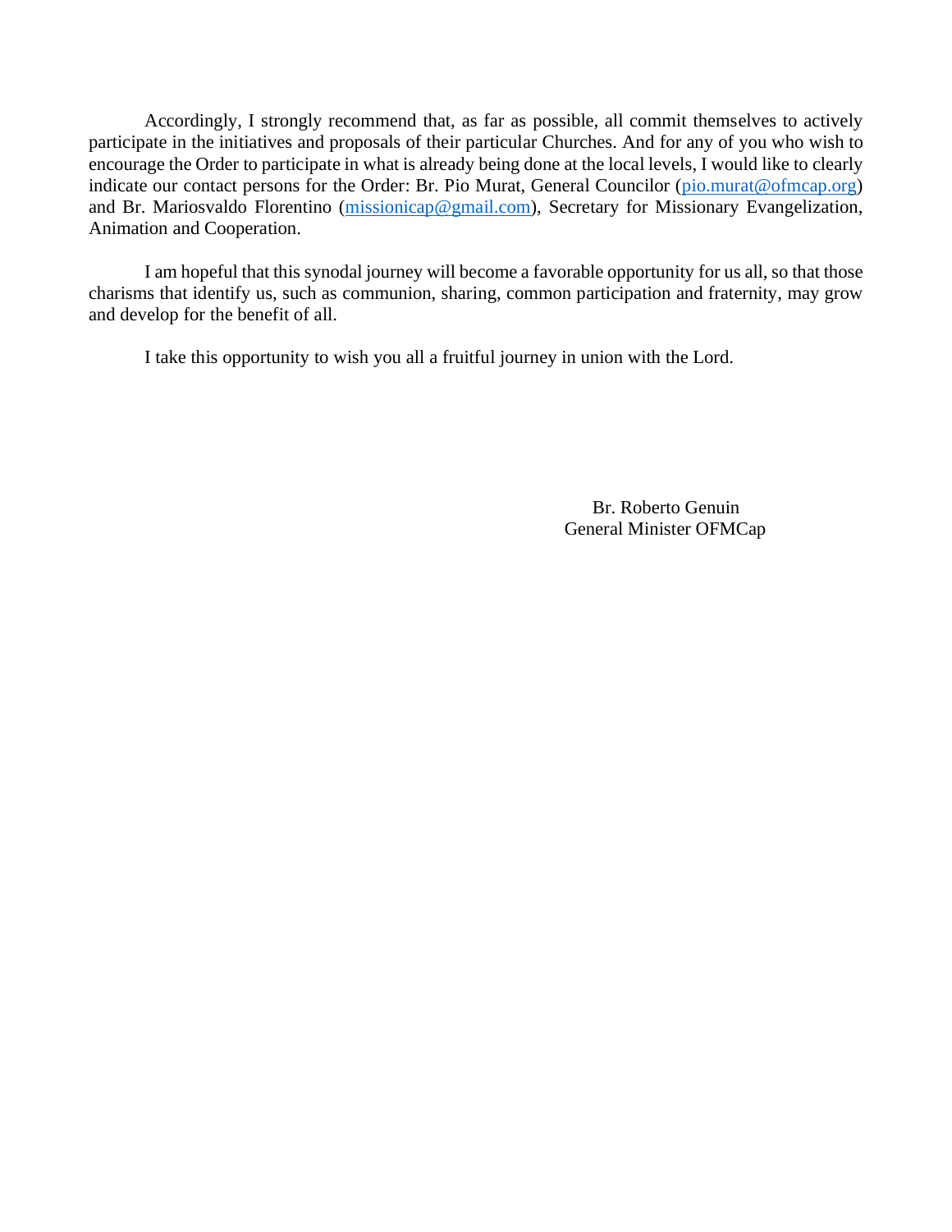Accordingly, I strongly recommend that, as far as possible, all commit themselves to actively participate in the initiatives and proposals of their particular Churches. And for any of you who wish to encourage the Order to participate in what is already being done at the local levels, I would like to clearly indicate our contact persons for the Order: Br. Pio Murat, General Councilor (pio.murat@ofmcap.org) and Br. Mariosvaldo Florentino (missionicap@gmail.com), Secretary for Missionary Evangelization, Animation and Cooperation.

I am hopeful that this synodal journey will become a favorable opportunity for us all, so that those charisms that identify us, such as communion, sharing, common participation and fraternity, may grow and develop for the benefit of all.

I take this opportunity to wish you all a fruitful journey in union with the Lord.

Br. Roberto Genuin
General Minister OFMCap